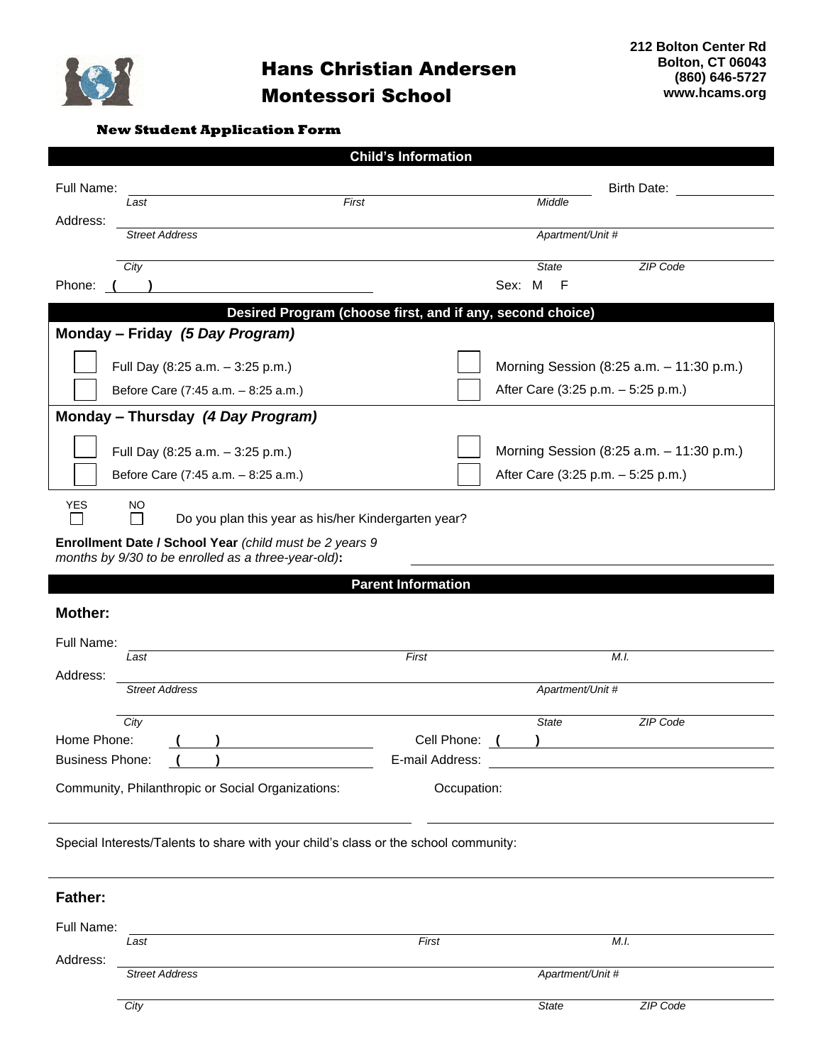# Hans Christian Andersen Montessori School

212 Bolton Center Rd
Bolton, CT 06043
(860) 646-5727
www.hcams.org

**New Student Application Form**

## Child's Information

Full Name: ______________________________________ Birth Date: __________
*Last* *First* *Middle*

Address: ______________________________________
*Street Address* *Apartment/Unit #*

______________________________________
*City* *State* *ZIP Code*

Phone: ( ) ______________ Sex: M F

## Desired Program (choose first, and if any, second choice)

### Monday – Friday *(5 Day Program)*

☐ Full Day (8:25 a.m. – 3:25 p.m.) ☐ Morning Session (8:25 a.m. – 11:30 p.m.)

☐ Before Care (7:45 a.m. – 8:25 a.m.) ☐ After Care (3:25 p.m. – 5:25 p.m.)

### Monday – Thursday *(4 Day Program)*

☐ Full Day (8:25 a.m. – 3:25 p.m.) ☐ Morning Session (8:25 a.m. – 11:30 p.m.)

☐ Before Care (7:45 a.m. – 8:25 a.m.) ☐ After Care (3:25 p.m. – 5:25 p.m.)

YES ☐ NO ☐ Do you plan this year as his/her Kindergarten year?

**Enrollment Date / School Year** *(child must be 2 years 9 months by 9/30 to be enrolled as a three-year-old)***:** ______________

## Parent Information

### Mother:

Full Name: ______________________________________
*Last* *First* *M.I.*

Address: ______________________________________
*Street Address* *Apartment/Unit #*

______________________________________
*City* *State* *ZIP Code*

Home Phone: ( ) ______________ Cell Phone: ( ) ______________

Business Phone: ( ) ______________ E-mail Address: ______________

Community, Philanthropic or Social Organizations: ______________ Occupation: ______________

Special Interests/Talents to share with your child's class or the school community:

______________________________________

### Father:

Full Name: ______________________________________
*Last* *First* *M.I.*

Address: ______________________________________
*Street Address* *Apartment/Unit #*

______________________________________
*City* *State* *ZIP Code*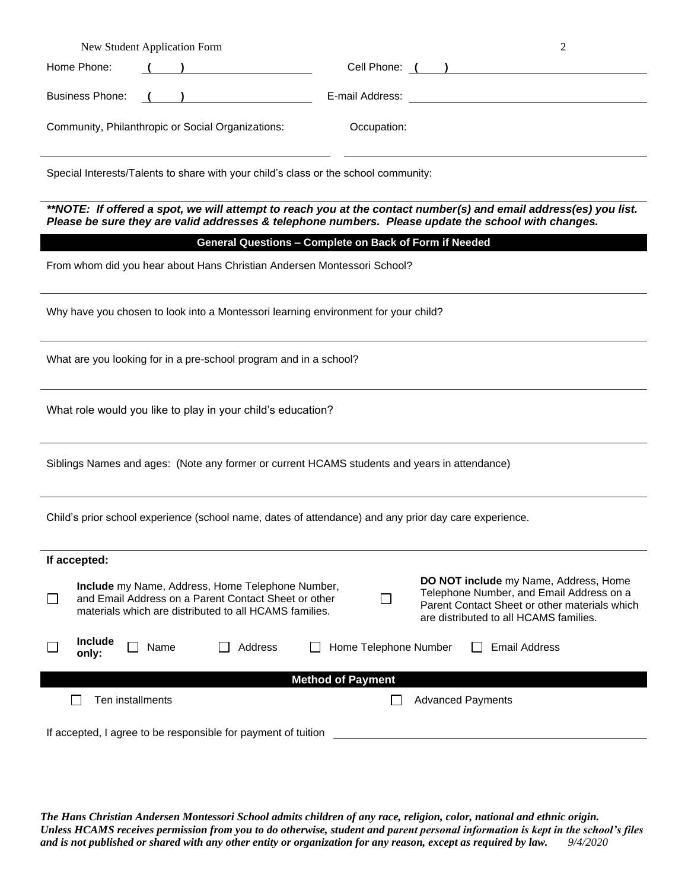Home Phone: ( ) ______________________ Cell Phone: ( ) ______________________

Business Phone: ( ) ______________________ E-mail Address: ______________________

Community, Philanthropic or Social Organizations: ______________________ Occupation: ______________________

Special Interests/Talents to share with your child's class or the school community:

***\*\*NOTE: If offered a spot, we will attempt to reach you at the contact number(s) and email address(es) you list. Please be sure they are valid addresses & telephone numbers. Please update the school with changes.***

## General Questions – Complete on Back of Form if Needed

From whom did you hear about Hans Christian Andersen Montessori School?

______________________________________________________________________

Why have you chosen to look into a Montessori learning environment for your child?

______________________________________________________________________

What are you looking for in a pre-school program and in a school?

______________________________________________________________________

What role would you like to play in your child's education?

______________________________________________________________________

Siblings Names and ages: (Note any former or current HCAMS students and years in attendance)

______________________________________________________________________

Child's prior school experience (school name, dates of attendance) and any prior day care experience.

______________________________________________________________________

**If accepted:**

☐ **Include** my Name, Address, Home Telephone Number, and Email Address on a Parent Contact Sheet or other materials which are distributed to all HCAMS families.

☐ **DO NOT include** my Name, Address, Home Telephone Number, and Email Address on a Parent Contact Sheet or other materials which are distributed to all HCAMS families.

☐ **Include only:** ☐ Name ☐ Address ☐ Home Telephone Number ☐ Email Address

## Method of Payment

☐ Ten installments ☐ Advanced Payments

If accepted, I agree to be responsible for payment of tuition ______________________

***The Hans Christian Andersen Montessori School admits children of any race, religion, color, national and ethnic origin. Unless HCAMS receives permission from you to do otherwise, student and parent personal information is kept in the school's files and is not published or shared with any other entity or organization for any reason, except as required by law.*** *9/4/2020*